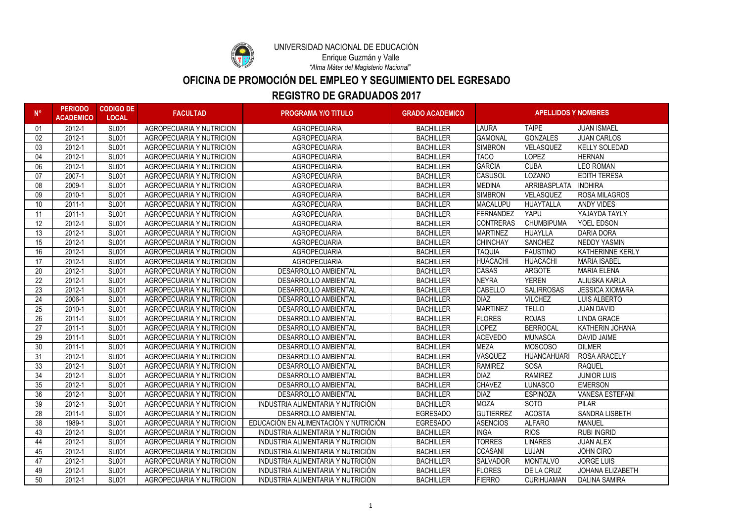UNIVERSIDAD NACIONAL DE EDUCACIÓN

Enrique Guzmán y Valle

*"Alma Máter del Magisterio Nacional"*

# OFICINA DE PROMOCIÓN DEL EMPLEO Y SEGUIMIENTO DEL EGRESADO

## REGISTRO DE GRADUADOS 2017

| N° | PERIODO ACADEMICO | CODIGO DE LOCAL | FACULTAD | PROGRAMA Y/O TITULO | GRADO ACADEMICO | APELLIDOS Y NOMBRES | | |
|---|---|---|---|---|---|---|---|---|
| 01 | 2012-1 | SL001 | AGROPECUARIA Y NUTRICION | AGROPECUARIA | BACHILLER | LAURA | TAIPE | JUAN ISMAEL |
| 02 | 2012-1 | SL001 | AGROPECUARIA Y NUTRICION | AGROPECUARIA | BACHILLER | GAMONAL | GONZALES | JUAN CARLOS |
| 03 | 2012-1 | SL001 | AGROPECUARIA Y NUTRICION | AGROPECUARIA | BACHILLER | SIMBRON | VELASQUEZ | KELLY SOLEDAD |
| 04 | 2012-1 | SL001 | AGROPECUARIA Y NUTRICION | AGROPECUARIA | BACHILLER | TACO | LOPEZ | HERNAN |
| 06 | 2012-1 | SL001 | AGROPECUARIA Y NUTRICION | AGROPECUARIA | BACHILLER | GARCIA | CUBA | LEO ROMAN |
| 07 | 2007-1 | SL001 | AGROPECUARIA Y NUTRICION | AGROPECUARIA | BACHILLER | CASUSOL | LOZANO | EDITH TERESA |
| 08 | 2009-1 | SL001 | AGROPECUARIA Y NUTRICION | AGROPECUARIA | BACHILLER | MEDINA | ARRIBASPLATA | INDHIRA |
| 09 | 2010-1 | SL001 | AGROPECUARIA Y NUTRICION | AGROPECUARIA | BACHILLER | SIMBRON | VELASQUEZ | ROSA MILAGROS |
| 10 | 2011-1 | SL001 | AGROPECUARIA Y NUTRICION | AGROPECUARIA | BACHILLER | MACALUPU | HUAYTALLA | ANDY VIDES |
| 11 | 2011-1 | SL001 | AGROPECUARIA Y NUTRICION | AGROPECUARIA | BACHILLER | FERNANDEZ | YAPU | YAJAYDA TAYLY |
| 12 | 2012-1 | SL001 | AGROPECUARIA Y NUTRICION | AGROPECUARIA | BACHILLER | CONTRERAS | CHUMBIPUMA | YOEL EDSON |
| 13 | 2012-1 | SL001 | AGROPECUARIA Y NUTRICION | AGROPECUARIA | BACHILLER | MARTINEZ | HUAYLLA | DARIA DORA |
| 15 | 2012-1 | SL001 | AGROPECUARIA Y NUTRICION | AGROPECUARIA | BACHILLER | CHINCHAY | SANCHEZ | NEDDY YASMIN |
| 16 | 2012-1 | SL001 | AGROPECUARIA Y NUTRICION | AGROPECUARIA | BACHILLER | TAQUIA | FAUSTINO | KATHERINNE KERLY |
| 17 | 2012-1 | SL001 | AGROPECUARIA Y NUTRICION | AGROPECUARIA | BACHILLER | HUACACHI | HUACACHI | MARIA ISABEL |
| 20 | 2012-1 | SL001 | AGROPECUARIA Y NUTRICION | DESARROLLO AMBIENTAL | BACHILLER | CASAS | ARGOTE | MARIA ELENA |
| 22 | 2012-1 | SL001 | AGROPECUARIA Y NUTRICION | DESARROLLO AMBIENTAL | BACHILLER | NEYRA | YEREN | ALIUSKA KARLA |
| 23 | 2012-1 | SL001 | AGROPECUARIA Y NUTRICION | DESARROLLO AMBIENTAL | BACHILLER | CABELLO | SALIRROSAS | JESSICA XIOMARA |
| 24 | 2006-1 | SL001 | AGROPECUARIA Y NUTRICION | DESARROLLO AMBIENTAL | BACHILLER | DIAZ | VILCHEZ | LUIS ALBERTO |
| 25 | 2010-1 | SL001 | AGROPECUARIA Y NUTRICION | DESARROLLO AMBIENTAL | BACHILLER | MARTINEZ | TELLO | JUAN DAVID |
| 26 | 2011-1 | SL001 | AGROPECUARIA Y NUTRICION | DESARROLLO AMBIENTAL | BACHILLER | FLORES | ROJAS | LINDA GRACE |
| 27 | 2011-1 | SL001 | AGROPECUARIA Y NUTRICION | DESARROLLO AMBIENTAL | BACHILLER | LOPEZ | BERROCAL | KATHERIN JOHANA |
| 29 | 2011-1 | SL001 | AGROPECUARIA Y NUTRICION | DESARROLLO AMBIENTAL | BACHILLER | ACEVEDO | MUNASCA | DAVID JAIME |
| 30 | 2011-1 | SL001 | AGROPECUARIA Y NUTRICION | DESARROLLO AMBIENTAL | BACHILLER | MEZA | MOSCOSO | DILMER |
| 31 | 2012-1 | SL001 | AGROPECUARIA Y NUTRICION | DESARROLLO AMBIENTAL | BACHILLER | VASQUEZ | HUANCAHUARI | ROSA ARACELY |
| 33 | 2012-1 | SL001 | AGROPECUARIA Y NUTRICION | DESARROLLO AMBIENTAL | BACHILLER | RAMIREZ | SOSA | RAQUEL |
| 34 | 2012-1 | SL001 | AGROPECUARIA Y NUTRICION | DESARROLLO AMBIENTAL | BACHILLER | DIAZ | RAMIREZ | JUNIOR LUIS |
| 35 | 2012-1 | SL001 | AGROPECUARIA Y NUTRICION | DESARROLLO AMBIENTAL | BACHILLER | CHAVEZ | LUNASCO | EMERSON |
| 36 | 2012-1 | SL001 | AGROPECUARIA Y NUTRICION | DESARROLLO AMBIENTAL | BACHILLER | DIAZ | ESPINOZA | VANESA ESTEFANI |
| 39 | 2012-1 | SL001 | AGROPECUARIA Y NUTRICION | INDUSTRIA ALIMENTARIA Y NUTRICIÓN | BACHILLER | MOZA | SOTO | PILAR |
| 28 | 2011-1 | SL001 | AGROPECUARIA Y NUTRICION | DESARROLLO AMBIENTAL | EGRESADO | GUTIERREZ | ACOSTA | SANDRA LISBETH |
| 38 | 1989-1 | SL001 | AGROPECUARIA Y NUTRICION | EDUCACIÓN EN ALIMENTACIÓN Y NUTRICIÓN | EGRESADO | ASENCIOS | ALFARO | MANUEL |
| 43 | 2012-1 | SL001 | AGROPECUARIA Y NUTRICION | INDUSTRIA ALIMENTARIA Y NUTRICIÓN | BACHILLER | INGA | RIOS | RUBI INGRID |
| 44 | 2012-1 | SL001 | AGROPECUARIA Y NUTRICION | INDUSTRIA ALIMENTARIA Y NUTRICIÓN | BACHILLER | TORRES | LINARES | JUAN ALEX |
| 45 | 2012-1 | SL001 | AGROPECUARIA Y NUTRICION | INDUSTRIA ALIMENTARIA Y NUTRICIÓN | BACHILLER | CCASANI | LUJAN | JOHN CIRO |
| 47 | 2012-1 | SL001 | AGROPECUARIA Y NUTRICION | INDUSTRIA ALIMENTARIA Y NUTRICIÓN | BACHILLER | SALVADOR | MONTALVO | JORGE LUIS |
| 49 | 2012-1 | SL001 | AGROPECUARIA Y NUTRICION | INDUSTRIA ALIMENTARIA Y NUTRICIÓN | BACHILLER | FLORES | DE LA CRUZ | JOHANA ELIZABETH |
| 50 | 2012-1 | SL001 | AGROPECUARIA Y NUTRICION | INDUSTRIA ALIMENTARIA Y NUTRICIÓN | BACHILLER | FIERRO | CURIHUAMAN | DALINA SAMIRA |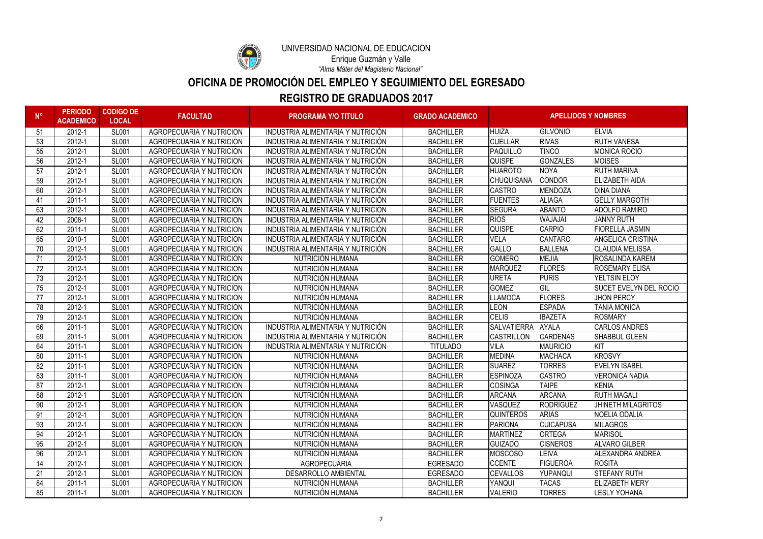UNIVERSIDAD NACIONAL DE EDUCACIÓN

Enrique Guzmán y Valle

*"Alma Máter del Magisterio Nacional"*

# OFICINA DE PROMOCIÓN DEL EMPLEO Y SEGUIMIENTO DEL EGRESADO

## REGISTRO DE GRADUADOS 2017

| N° | PERIODO ACADEMICO | CODIGO DE LOCAL | FACULTAD | PROGRAMA Y/O TITULO | GRADO ACADEMICO | APELLIDOS Y NOMBRES | | |
|---|---|---|---|---|---|---|---|---|
| 51 | 2012-1 | SL001 | AGROPECUARIA Y NUTRICION | INDUSTRIA ALIMENTARIA Y NUTRICIÓN | BACHILLER | HUIZA | GILVONIO | ELVIA |
| 53 | 2012-1 | SL001 | AGROPECUARIA Y NUTRICION | INDUSTRIA ALIMENTARIA Y NUTRICIÓN | BACHILLER | CUELLAR | RIVAS | RUTH VANESA |
| 55 | 2012-1 | SL001 | AGROPECUARIA Y NUTRICION | INDUSTRIA ALIMENTARIA Y NUTRICIÓN | BACHILLER | PAQUILLO | TINCO | MONICA ROCIO |
| 56 | 2012-1 | SL001 | AGROPECUARIA Y NUTRICION | INDUSTRIA ALIMENTARIA Y NUTRICIÓN | BACHILLER | QUISPE | GONZALES | MOISES |
| 57 | 2012-1 | SL001 | AGROPECUARIA Y NUTRICION | INDUSTRIA ALIMENTARIA Y NUTRICIÓN | BACHILLER | HUAROTO | NOYA | RUTH MARINA |
| 59 | 2012-1 | SL001 | AGROPECUARIA Y NUTRICION | INDUSTRIA ALIMENTARIA Y NUTRICIÓN | BACHILLER | CHUQUISANA | CONDOR | ELIZABETH AIDA |
| 60 | 2012-1 | SL001 | AGROPECUARIA Y NUTRICION | INDUSTRIA ALIMENTARIA Y NUTRICIÓN | BACHILLER | CASTRO | MENDOZA | DINA DIANA |
| 41 | 2011-1 | SL001 | AGROPECUARIA Y NUTRICION | INDUSTRIA ALIMENTARIA Y NUTRICIÓN | BACHILLER | FUENTES | ALIAGA | GELLY MARGOTH |
| 63 | 2012-1 | SL001 | AGROPECUARIA Y NUTRICION | INDUSTRIA ALIMENTARIA Y NUTRICIÓN | BACHILLER | SEGURA | ABANTO | ADOLFO RAMIRO |
| 42 | 2008-1 | SL001 | AGROPECUARIA Y NUTRICION | INDUSTRIA ALIMENTARIA Y NUTRICIÓN | BACHILLER | RIOS | WAJAJAI | JANNY RUTH |
| 62 | 2011-1 | SL001 | AGROPECUARIA Y NUTRICION | INDUSTRIA ALIMENTARIA Y NUTRICIÓN | BACHILLER | QUISPE | CARPIO | FIORELLA JASMIN |
| 65 | 2010-1 | SL001 | AGROPECUARIA Y NUTRICION | INDUSTRIA ALIMENTARIA Y NUTRICIÓN | BACHILLER | VELA | CANTARO | ANGELICA CRISTINA |
| 70 | 2012-1 | SL001 | AGROPECUARIA Y NUTRICION | INDUSTRIA ALIMENTARIA Y NUTRICIÓN | BACHILLER | GALLO | BALLENA | CLAUDIA MELISSA |
| 71 | 2012-1 | SL001 | AGROPECUARIA Y NUTRICION | NUTRICIÓN HUMANA | BACHILLER | GOMERO | MEJIA | ROSALINDA KAREM |
| 72 | 2012-1 | SL001 | AGROPECUARIA Y NUTRICION | NUTRICIÓN HUMANA | BACHILLER | MARQUEZ | FLORES | ROSEMARY ELISA |
| 73 | 2012-1 | SL001 | AGROPECUARIA Y NUTRICION | NUTRICIÓN HUMANA | BACHILLER | URETA | PURIS | YELTSIN ELOY |
| 75 | 2012-1 | SL001 | AGROPECUARIA Y NUTRICION | NUTRICIÓN HUMANA | BACHILLER | GOMEZ | GIL | SUCET EVELYN DEL ROCIO |
| 77 | 2012-1 | SL001 | AGROPECUARIA Y NUTRICION | NUTRICIÓN HUMANA | BACHILLER | LLAMOCA | FLORES | JHON PERCY |
| 78 | 2012-1 | SL001 | AGROPECUARIA Y NUTRICION | NUTRICIÓN HUMANA | BACHILLER | LEON | ESPADA | TANIA MONICA |
| 79 | 2012-1 | SL001 | AGROPECUARIA Y NUTRICION | NUTRICIÓN HUMANA | BACHILLER | CELIS | IBAZETA | ROSMARY |
| 66 | 2011-1 | SL001 | AGROPECUARIA Y NUTRICION | INDUSTRIA ALIMENTARIA Y NUTRICIÓN | BACHILLER | SALVATIERRA | AYALA | CARLOS ANDRES |
| 69 | 2011-1 | SL001 | AGROPECUARIA Y NUTRICION | INDUSTRIA ALIMENTARIA Y NUTRICIÓN | BACHILLER | CASTRILLON | CARDENAS | SHABBUL GLEEN |
| 64 | 2011-1 | SL001 | AGROPECUARIA Y NUTRICION | INDUSTRIA ALIMENTARIA Y NUTRICIÓN | TITULADO | VILA | MAURICIO | KIT |
| 80 | 2011-1 | SL001 | AGROPECUARIA Y NUTRICION | NUTRICIÓN HUMANA | BACHILLER | MEDINA | MACHACA | KROSVY |
| 82 | 2011-1 | SL001 | AGROPECUARIA Y NUTRICION | NUTRICIÓN HUMANA | BACHILLER | SUAREZ | TORRES | EVELYN ISABEL |
| 83 | 2011-1 | SL001 | AGROPECUARIA Y NUTRICION | NUTRICIÓN HUMANA | BACHILLER | ESPINOZA | CASTRO | VERONICA NADIA |
| 87 | 2012-1 | SL001 | AGROPECUARIA Y NUTRICION | NUTRICIÓN HUMANA | BACHILLER | COSINGA | TAIPE | KENIA |
| 88 | 2012-1 | SL001 | AGROPECUARIA Y NUTRICION | NUTRICIÓN HUMANA | BACHILLER | ARCANA | ARCANA | RUTH MAGALI |
| 90 | 2012-1 | SL001 | AGROPECUARIA Y NUTRICION | NUTRICIÓN HUMANA | BACHILLER | VASQUEZ | RODRIGUEZ | JHINETH MILAGRITOS |
| 91 | 2012-1 | SL001 | AGROPECUARIA Y NUTRICION | NUTRICIÓN HUMANA | BACHILLER | QUINTEROS | ARIAS | NOELIA ODALIA |
| 93 | 2012-1 | SL001 | AGROPECUARIA Y NUTRICION | NUTRICIÓN HUMANA | BACHILLER | PARIONA | CUICAPUSA | MILAGROS |
| 94 | 2012-1 | SL001 | AGROPECUARIA Y NUTRICION | NUTRICIÓN HUMANA | BACHILLER | MARTÍNEZ | ORTEGA | MARISOL |
| 95 | 2012-1 | SL001 | AGROPECUARIA Y NUTRICION | NUTRICIÓN HUMANA | BACHILLER | GUIZADO | CISNEROS | ALVARO GILBER |
| 96 | 2012-1 | SL001 | AGROPECUARIA Y NUTRICION | NUTRICIÓN HUMANA | BACHILLER | MOSCOSO | LEIVA | ALEXANDRA ANDREA |
| 14 | 2012-1 | SL001 | AGROPECUARIA Y NUTRICION | AGROPECUARIA | EGRESADO | CCENTE | FIGUEROA | ROSITA |
| 21 | 2012-1 | SL001 | AGROPECUARIA Y NUTRICION | DESARROLLO AMBIENTAL | EGRESADO | CEVALLOS | YUPANQUI | STEFANY RUTH |
| 84 | 2011-1 | SL001 | AGROPECUARIA Y NUTRICION | NUTRICIÓN HUMANA | BACHILLER | YANQUI | TACAS | ELIZABETH MERY |
| 85 | 2011-1 | SL001 | AGROPECUARIA Y NUTRICION | NUTRICIÓN HUMANA | BACHILLER | VALERIO | TORRES | LESLY YOHANA |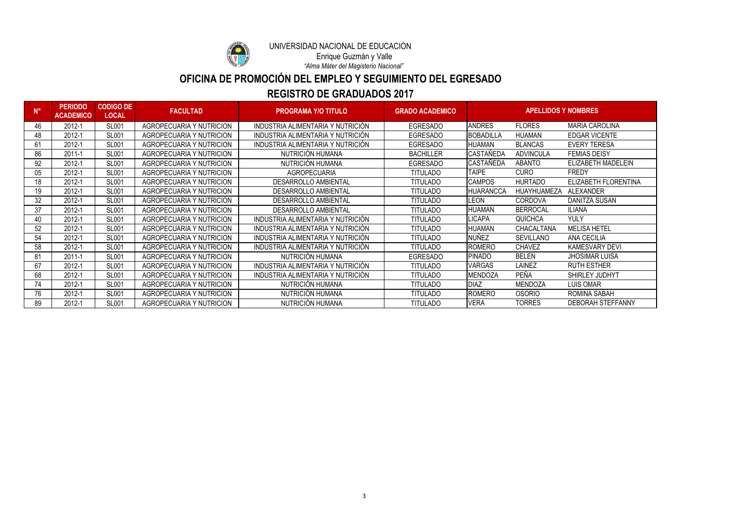UNIVERSIDAD NACIONAL DE EDUCACIÓN

Enrique Guzmán y Valle

*"Alma Máter del Magisterio Nacional"*

# OFICINA DE PROMOCIÓN DEL EMPLEO Y SEGUIMIENTO DEL EGRESADO

## REGISTRO DE GRADUADOS 2017

| N° | PERIODO ACADEMICO | CODIGO DE LOCAL | FACULTAD | PROGRAMA Y/O TITULO | GRADO ACADEMICO | APELLIDOS Y NOMBRES | | |
|---|---|---|---|---|---|---|---|---|
| 46 | 2012-1 | SL001 | AGROPECUARIA Y NUTRICION | INDUSTRIA ALIMENTARIA Y NUTRICIÓN | EGRESADO | ANDRES | FLORES | MARIA CAROLINA |
| 48 | 2012-1 | SL001 | AGROPECUARIA Y NUTRICION | INDUSTRIA ALIMENTARIA Y NUTRICIÓN | EGRESADO | BOBADILLA | HUAMAN | EDGAR VICENTE |
| 61 | 2012-1 | SL001 | AGROPECUARIA Y NUTRICION | INDUSTRIA ALIMENTARIA Y NUTRICIÓN | EGRESADO | HUAMAN | BLANCAS | EVERY TERESA |
| 86 | 2011-1 | SL001 | AGROPECUARIA Y NUTRICION | NUTRICIÓN HUMANA | BACHILLER | CASTAÑEDA | ADVINCULA | FEMIAS DEISY |
| 92 | 2012-1 | SL001 | AGROPECUARIA Y NUTRICION | NUTRICIÓN HUMANA | EGRESADO | CASTAÑEDA | ABANTO | ELIZABETH MADELEIN |
| 05 | 2012-1 | SL001 | AGROPECUARIA Y NUTRICION | AGROPECUARIA | TITULADO | TAIPE | CURO | FREDY |
| 18 | 2012-1 | SL001 | AGROPECUARIA Y NUTRICION | DESARROLLO AMBIENTAL | TITULADO | CAMPOS | HURTADO | ELIZABETH FLORENTINA |
| 19 | 2012-1 | SL001 | AGROPECUARIA Y NUTRICION | DESARROLLO AMBIENTAL | TITULADO | HUARANCCA | HUAYHUAMEZA | ALEXANDER |
| 32 | 2012-1 | SL001 | AGROPECUARIA Y NUTRICION | DESARROLLO AMBIENTAL | TITULADO | LEON | CORDOVA | DANITZA SUSAN |
| 37 | 2012-1 | SL001 | AGROPECUARIA Y NUTRICION | DESARROLLO AMBIENTAL | TITULADO | HUAMAN | BERROCAL | ILIANA |
| 40 | 2012-1 | SL001 | AGROPECUARIA Y NUTRICION | INDUSTRIA ALIMENTARIA Y NUTRICIÓN | TITULADO | LICAPA | QUICHCA | YULY |
| 52 | 2012-1 | SL001 | AGROPECUARIA Y NUTRICION | INDUSTRIA ALIMENTARIA Y NUTRICIÓN | TITULADO | HUAMAN | CHACALTANA | MELISA HETEL |
| 54 | 2012-1 | SL001 | AGROPECUARIA Y NUTRICION | INDUSTRIA ALIMENTARIA Y NUTRICIÓN | TITULADO | NUÑEZ | SEVILLANO | ANA CECILIA |
| 58 | 2012-1 | SL001 | AGROPECUARIA Y NUTRICION | INDUSTRIA ALIMENTARIA Y NUTRICIÓN | TITULADO | ROMERO | CHAVEZ | KAMESVARY DEVI |
| 81 | 2011-1 | SL001 | AGROPECUARIA Y NUTRICION | NUTRICIÓN HUMANA | EGRESADO | PINADO | BELEN | JHOSIMAR LUISA |
| 67 | 2012-1 | SL001 | AGROPECUARIA Y NUTRICION | INDUSTRIA ALIMENTARIA Y NUTRICIÓN | TITULADO | VARGAS | LAINEZ | RUTH ESTHER |
| 68 | 2012-1 | SL001 | AGROPECUARIA Y NUTRICION | INDUSTRIA ALIMENTARIA Y NUTRICIÓN | TITULADO | MENDOZA | PEÑA | SHIRLEY JUDHYT |
| 74 | 2012-1 | SL001 | AGROPECUARIA Y NUTRICION | NUTRICIÓN HUMANA | TITULADO | DIAZ | MENDOZA | LUIS OMAR |
| 76 | 2012-1 | SL001 | AGROPECUARIA Y NUTRICION | NUTRICIÓN HUMANA | TITULADO | ROMERO | OSORIO | ROMINA SABAH |
| 89 | 2012-1 | SL001 | AGROPECUARIA Y NUTRICION | NUTRICIÓN HUMANA | TITULADO | VERA | TORRES | DEBORAH STEFFANNY |